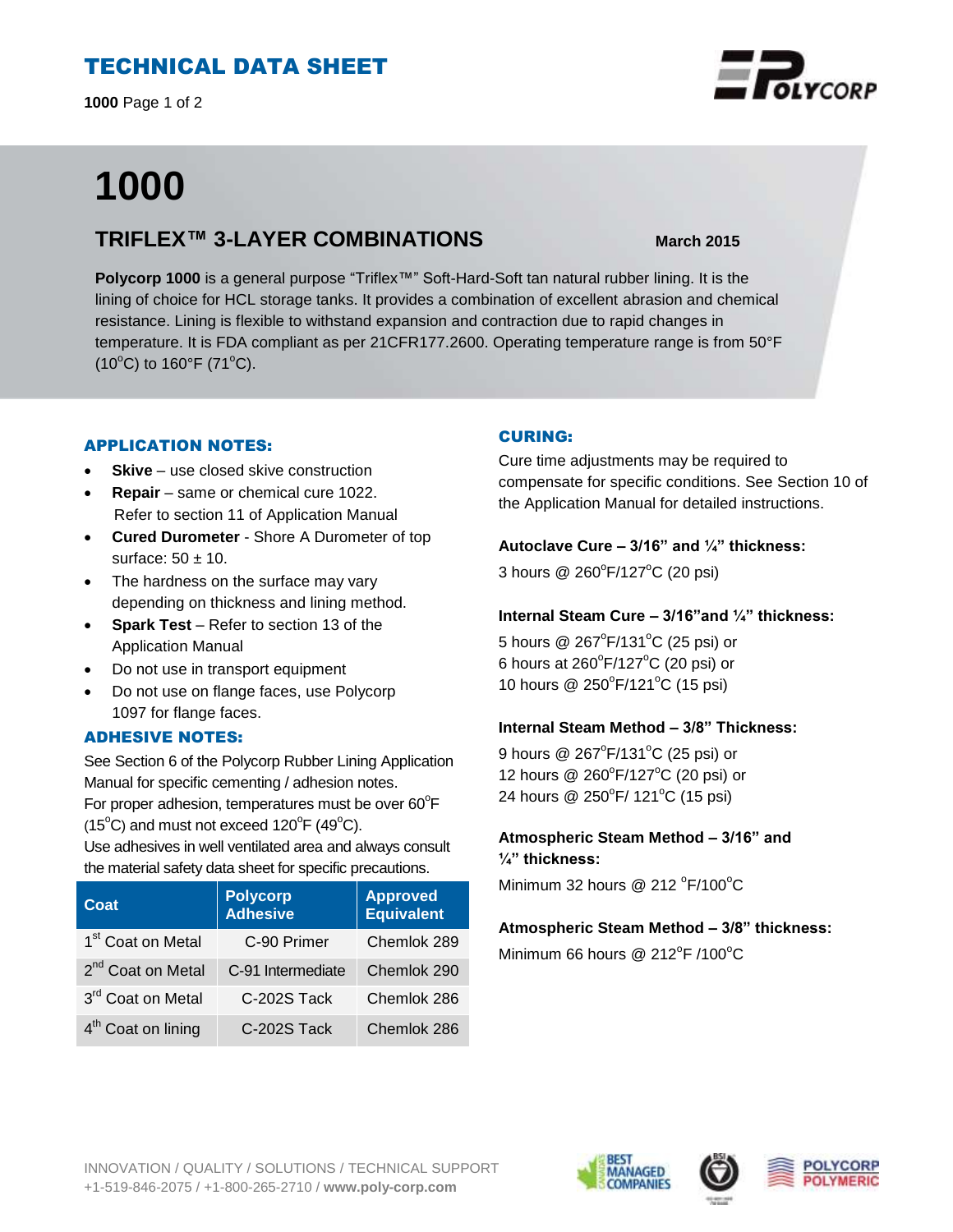# TECHNICAL DATA SHEET

# 1000

## TRIFLEX™ 3-LAYER COMBINATIONS

**March 2015**

**Polycorp 1000** is a general purpose "Triflex™" Soft-Hard-Soft tan natural rubber lining. It is the lining of choice for HCL storage tanks. It provides a combination of excellent abrasion and chemical resistance. Lining is flexible to withstand expansion and contraction due to rapid changes in temperature. It is FDA compliant as per 21CFR177.2600. Operating temperature range is from 50°F (10°C) to 160°F (71°C).

### APPLICATION NOTES:

- **Skive** – use closed skive construction
- **Repair** – same or chemical cure 1022. Refer to section 11 of Application Manual
- **Cured Durometer** - Shore A Durometer of top surface: 50 ± 10.
- The hardness on the surface may vary depending on thickness and lining method.
- **Spark Test** – Refer to section 13 of the Application Manual
- Do not use in transport equipment
- Do not use on flange faces, use Polycorp 1097 for flange faces.

### ADHESIVE NOTES:

See Section 6 of the Polycorp Rubber Lining Application Manual for specific cementing / adhesion notes.
For proper adhesion, temperatures must be over 60°F (15°C) and must not exceed 120°F (49°C).
Use adhesives in well ventilated area and always consult the material safety data sheet for specific precautions.

| Coat | Polycorp Adhesive | Approved Equivalent |
|---|---|---|
| 1st Coat on Metal | C-90 Primer | Chemlok 289 |
| 2nd Coat on Metal | C-91 Intermediate | Chemlok 290 |
| 3rd Coat on Metal | C-202S Tack | Chemlok 286 |
| 4th Coat on lining | C-202S Tack | Chemlok 286 |

### CURING:

Cure time adjustments may be required to compensate for specific conditions. See Section 10 of the Application Manual for detailed instructions.

**Autoclave Cure – 3/16" and ¼" thickness:**

3 hours @ 260°F/127°C (20 psi)

**Internal Steam Cure – 3/16"and ¼" thickness:**

5 hours @ 267°F/131°C (25 psi) or
6 hours at 260°F/127°C (20 psi) or
10 hours @ 250°F/121°C (15 psi)

**Internal Steam Method – 3/8" Thickness:**

9 hours @ 267°F/131°C (25 psi) or
12 hours @ 260°F/127°C (20 psi) or
24 hours @ 250°F/ 121°C (15 psi)

**Atmospheric Steam Method – 3/16" and ¼" thickness:**

Minimum 32 hours @ 212 °F/100°C

**Atmospheric Steam Method – 3/8" thickness:**

Minimum 66 hours @ 212°F /100°C

INNOVATION / QUALITY / SOLUTIONS / TECHNICAL SUPPORT
+1-519-846-2075 / +1-800-265-2710 / **www.poly-corp.com**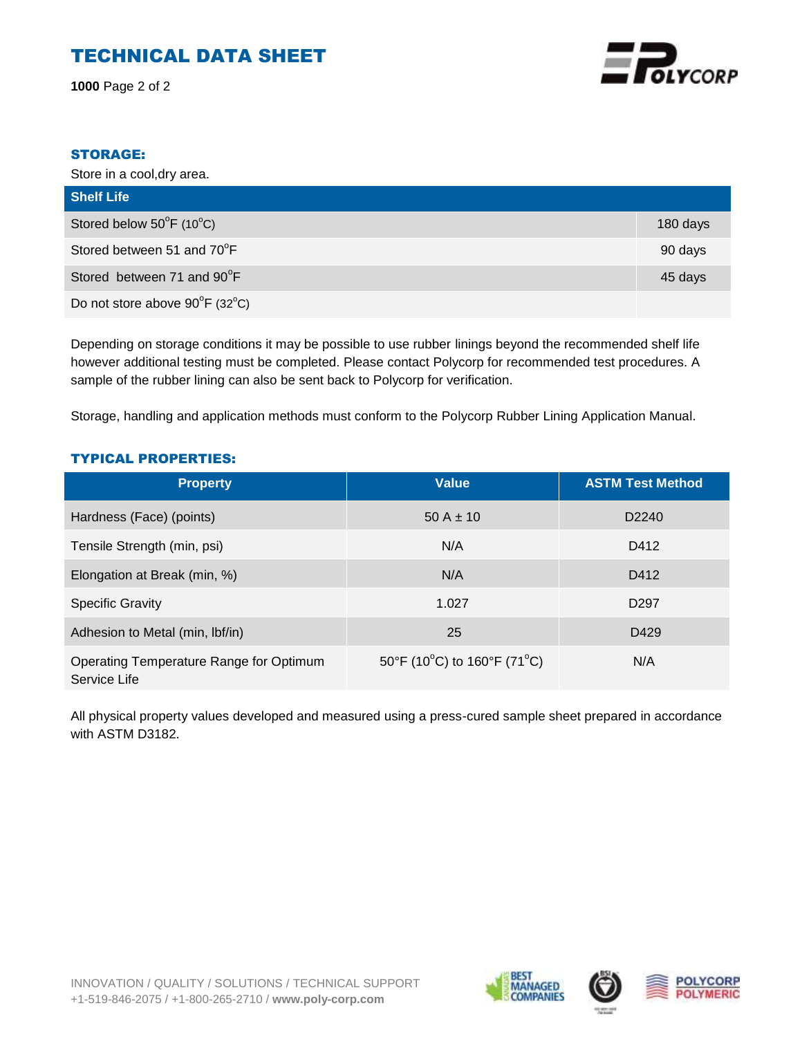## STORAGE:

Store in a cool,dry area.

| Shelf Life | |
|---|---|
| Stored below 50°F (10°C) | 180 days |
| Stored between 51 and 70°F | 90 days |
| Stored between 71 and 90°F | 45 days |
| Do not store above 90°F (32°C) | |

Depending on storage conditions it may be possible to use rubber linings beyond the recommended shelf life however additional testing must be completed. Please contact Polycorp for recommended test procedures. A sample of the rubber lining can also be sent back to Polycorp for verification.

Storage, handling and application methods must conform to the Polycorp Rubber Lining Application Manual.

## TYPICAL PROPERTIES:

| Property | Value | ASTM Test Method |
|---|---|---|
| Hardness (Face) (points) | 50 A ± 10 | D2240 |
| Tensile Strength (min, psi) | N/A | D412 |
| Elongation at Break (min, %) | N/A | D412 |
| Specific Gravity | 1.027 | D297 |
| Adhesion to Metal (min, lbf/in) | 25 | D429 |
| Operating Temperature Range for Optimum Service Life | 50°F (10°C) to 160°F (71°C) | N/A |

All physical property values developed and measured using a press-cured sample sheet prepared in accordance with ASTM D3182.

INNOVATION / QUALITY / SOLUTIONS / TECHNICAL SUPPORT
+1-519-846-2075 / +1-800-265-2710 / **www.poly-corp.com**